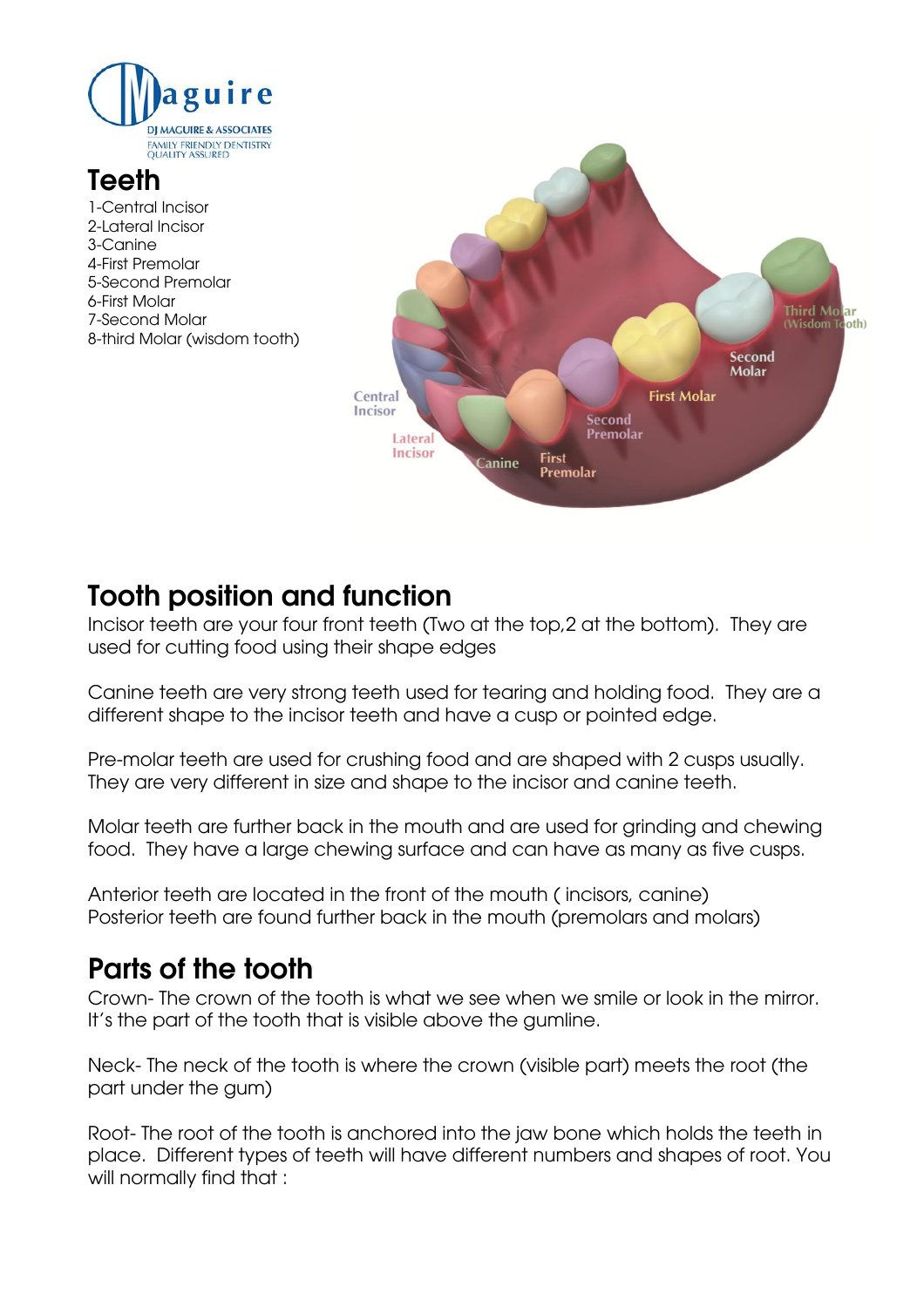Maguire

DJ MAGUIRE & ASSOCIATES
FAMILY FRIENDLY DENTISTRY
QUALITY ASSURED

# Teeth

1-Central Incisor
2-Lateral Incisor
3-Canine
4-First Premolar
5-Second Premolar
6-First Molar
7-Second Molar
8-third Molar (wisdom tooth)

## Tooth position and function

Incisor teeth are your four front teeth (Two at the top,2 at the bottom). They are used for cutting food using their shape edges

Canine teeth are very strong teeth used for tearing and holding food. They are a different shape to the incisor teeth and have a cusp or pointed edge.

Pre-molar teeth are used for crushing food and are shaped with 2 cusps usually. They are very different in size and shape to the incisor and canine teeth.

Molar teeth are further back in the mouth and are used for grinding and chewing food. They have a large chewing surface and can have as many as five cusps.

Anterior teeth are located in the front of the mouth ( incisors, canine)
Posterior teeth are found further back in the mouth (premolars and molars)

## Parts of the tooth

Crown- The crown of the tooth is what we see when we smile or look in the mirror. It's the part of the tooth that is visible above the gumline.

Neck- The neck of the tooth is where the crown (visible part) meets the root (the part under the gum)

Root- The root of the tooth is anchored into the jaw bone which holds the teeth in place. Different types of teeth will have different numbers and shapes of root. You will normally find that :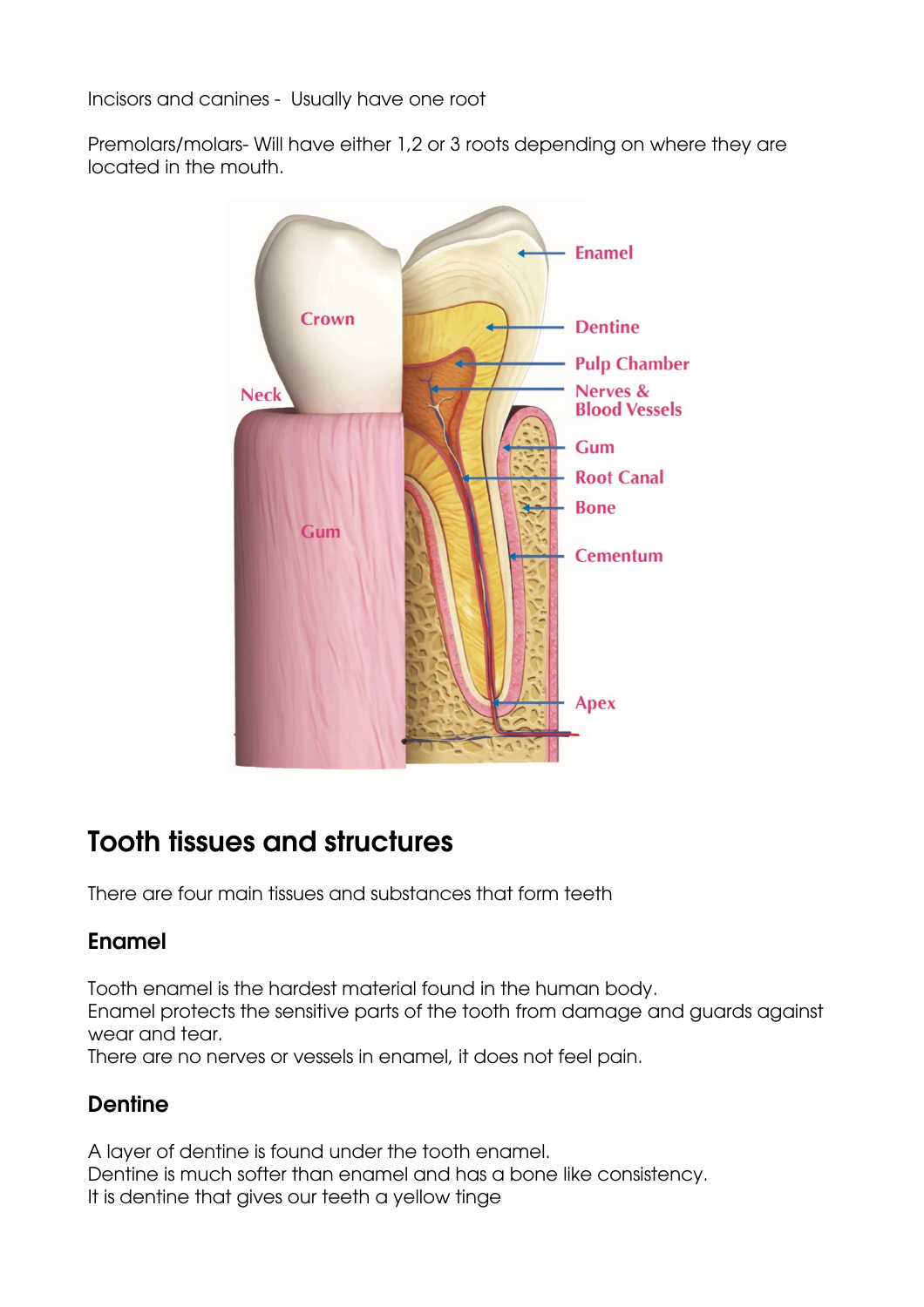Incisors and canines - Usually have one root

Premolars/molars- Will have either 1,2 or 3 roots depending on where they are located in the mouth.

## Tooth tissues and structures

There are four main tissues and substances that form teeth

### Enamel

Tooth enamel is the hardest material found in the human body.
Enamel protects the sensitive parts of the tooth from damage and guards against wear and tear.
There are no nerves or vessels in enamel, it does not feel pain.

### Dentine

A layer of dentine is found under the tooth enamel.
Dentine is much softer than enamel and has a bone like consistency.
It is dentine that gives our teeth a yellow tinge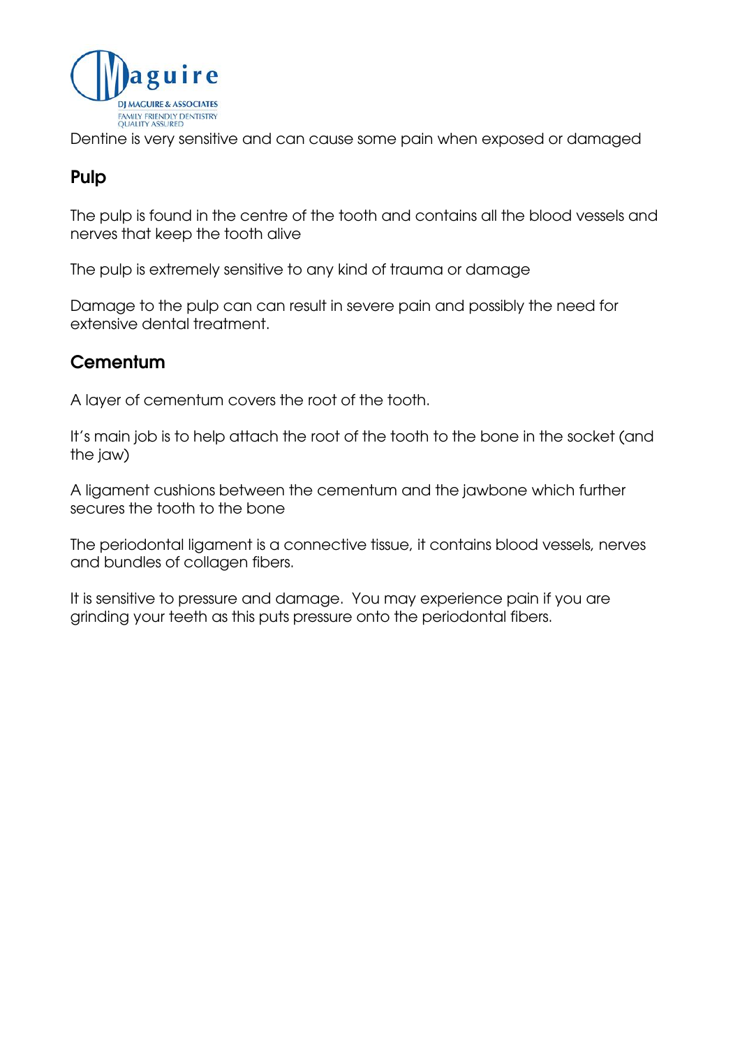Dentine is very sensitive and can cause some pain when exposed or damaged

## Pulp

The pulp is found in the centre of the tooth and contains all the blood vessels and nerves that keep the tooth alive

The pulp is extremely sensitive to any kind of trauma or damage

Damage to the pulp can can result in severe pain and possibly the need for extensive dental treatment.

## Cementum

A layer of cementum covers the root of the tooth.

It's main job is to help attach the root of the tooth to the bone in the socket (and the jaw)

A ligament cushions between the cementum and the jawbone which further secures the tooth to the bone

The periodontal ligament is a connective tissue, it contains blood vessels, nerves and bundles of collagen fibers.

It is sensitive to pressure and damage. You may experience pain if you are grinding your teeth as this puts pressure onto the periodontal fibers.